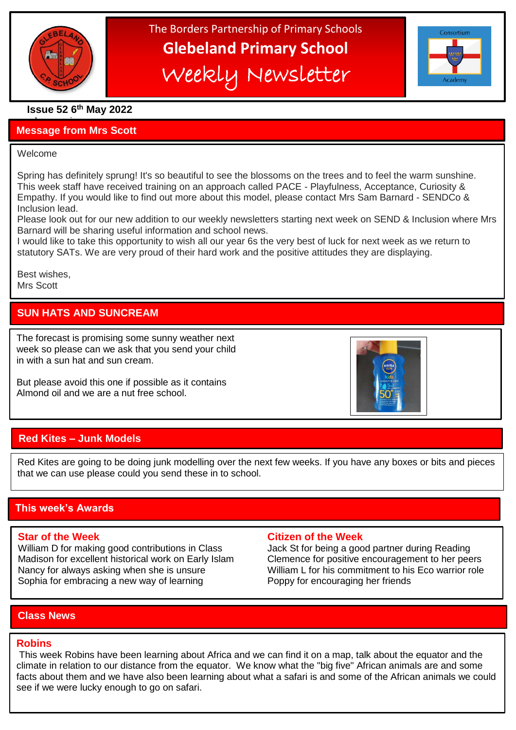The Borders Partnership of Primary Schools

# Glebeland Primary School

## Weekly Newsletter

**Issue 52 6th May 2022**

## Message from Mrs Scott

Welcome

Spring has definitely sprung! It's so beautiful to see the blossoms on the trees and to feel the warm sunshine. This week staff have received training on an approach called PACE - Playfulness, Acceptance, Curiosity & Empathy. If you would like to find out more about this model, please contact Mrs Sam Barnard - SENDCo & Inclusion lead.
Please look out for our new addition to our weekly newsletters starting next week on SEND & Inclusion where Mrs Barnard will be sharing useful information and school news.
I would like to take this opportunity to wish all our year 6s the very best of luck for next week as we return to statutory SATs. We are very proud of their hard work and the positive attitudes they are displaying.

Best wishes,
Mrs Scott

## SUN HATS AND SUNCREAM

The forecast is promising some sunny weather next week so please can we ask that you send your child in with a sun hat and sun cream.

But please avoid this one if possible as it contains Almond oil and we are a nut free school.

## Red Kites – Junk Models

Red Kites are going to be doing junk modelling over the next few weeks. If you have any boxes or bits and pieces that we can use please could you send these in to school.

## This week's Awards

### Star of the Week

William D for making good contributions in Class
Madison for excellent historical work on Early Islam
Nancy for always asking when she is unsure
Sophia for embracing a new way of learning

### Citizen of the Week

Jack St for being a good partner during Reading
Clemence for positive encouragement to her peers
William L for his commitment to his Eco warrior role
Poppy for encouraging her friends

## Class News

### Robins

This week Robins have been learning about Africa and we can find it on a map, talk about the equator and the climate in relation to our distance from the equator. We know what the "big five" African animals are and some facts about them and we have also been learning about what a safari is and some of the African animals we could see if we were lucky enough to go on safari.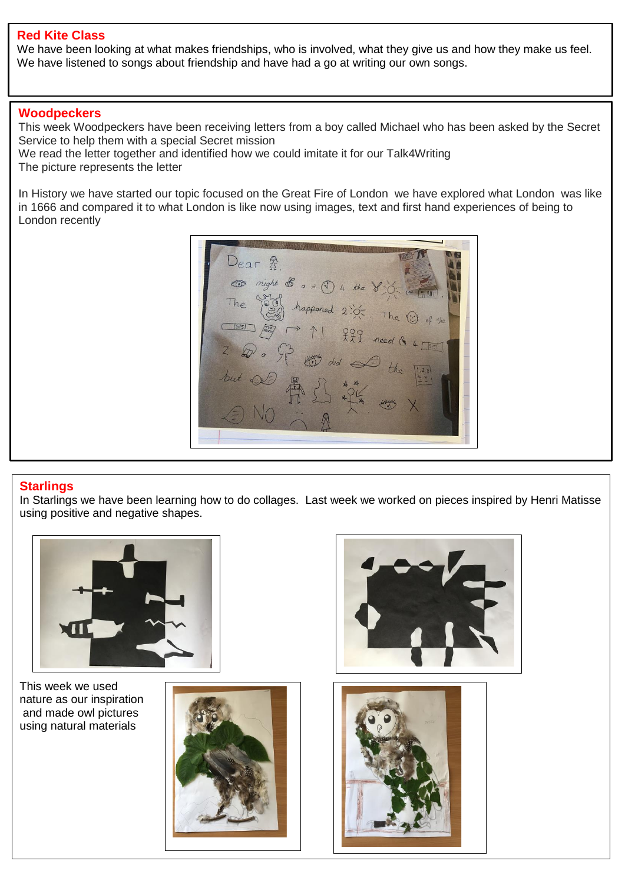## Red Kite Class

We have been looking at what makes friendships, who is involved, what they give us and how they make us feel. We have listened to songs about friendship and have had a go at writing our own songs.

## Woodpeckers

This week Woodpeckers have been receiving letters from a boy called Michael who has been asked by the Secret Service to help them with a special Secret mission

We read the letter together and identified how we could imitate it for our Talk4Writing

The picture represents the letter

In History we have started our topic focused on the Great Fire of London we have explored what London was like in 1666 and compared it to what London is like now using images, text and first hand experiences of being to London recently

## Starlings

In Starlings we have been learning how to do collages. Last week we worked on pieces inspired by Henri Matisse using positive and negative shapes.

This week we used nature as our inspiration and made owl pictures using natural materials